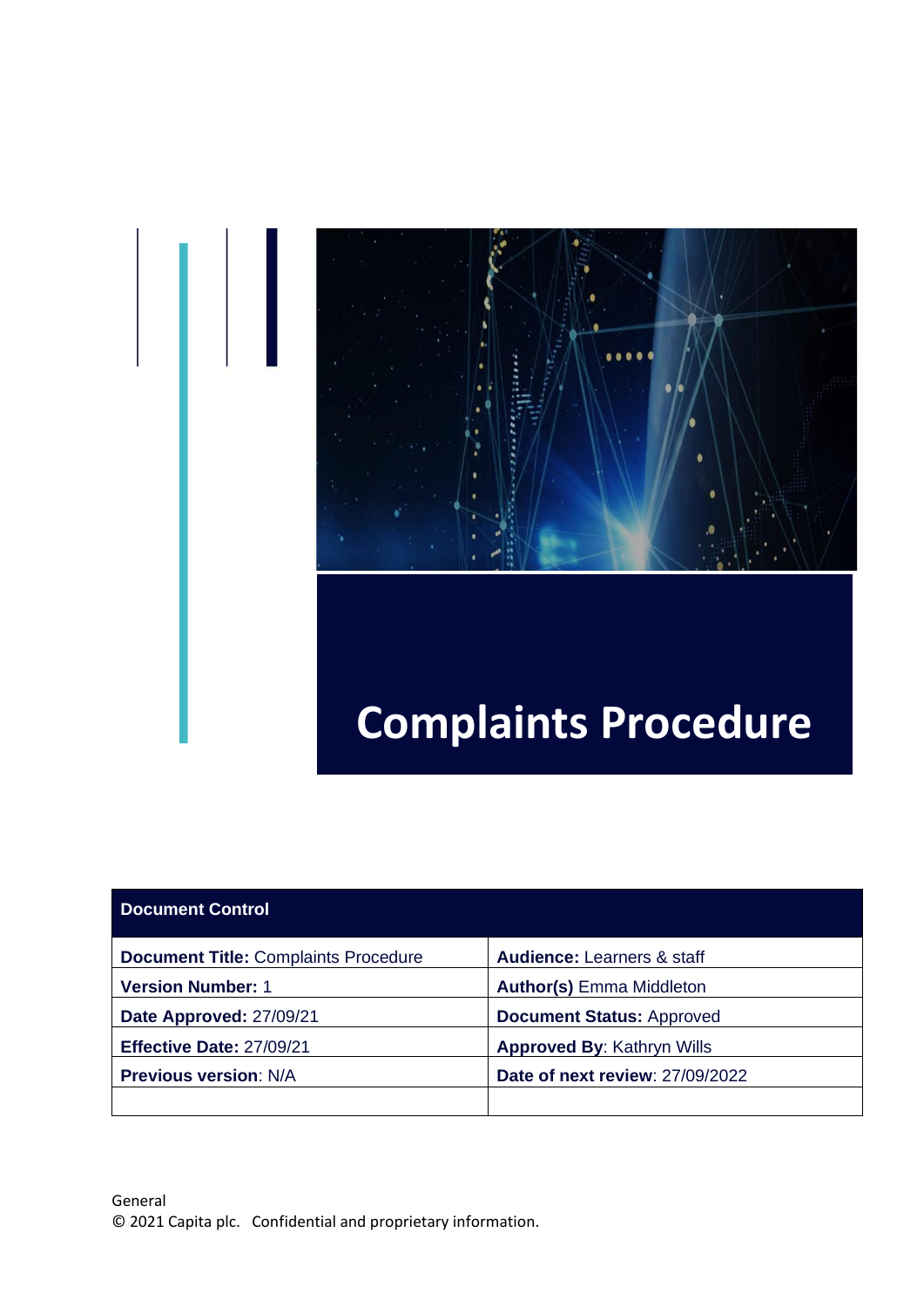# Complaints Procedure

| Document Control | |
|---|---|
| **Document Title:** Complaints Procedure | **Audience:** Learners & staff |
| **Version Number:** 1 | **Author(s)** Emma Middleton |
| **Date Approved:** 27/09/21 | **Document Status:** Approved |
| **Effective Date:** 27/09/21 | **Approved By**: Kathryn Wills |
| **Previous version**: N/A | **Date of next review**: 27/09/2022 |
| | |

General
© 2021 Capita plc. Confidential and proprietary information.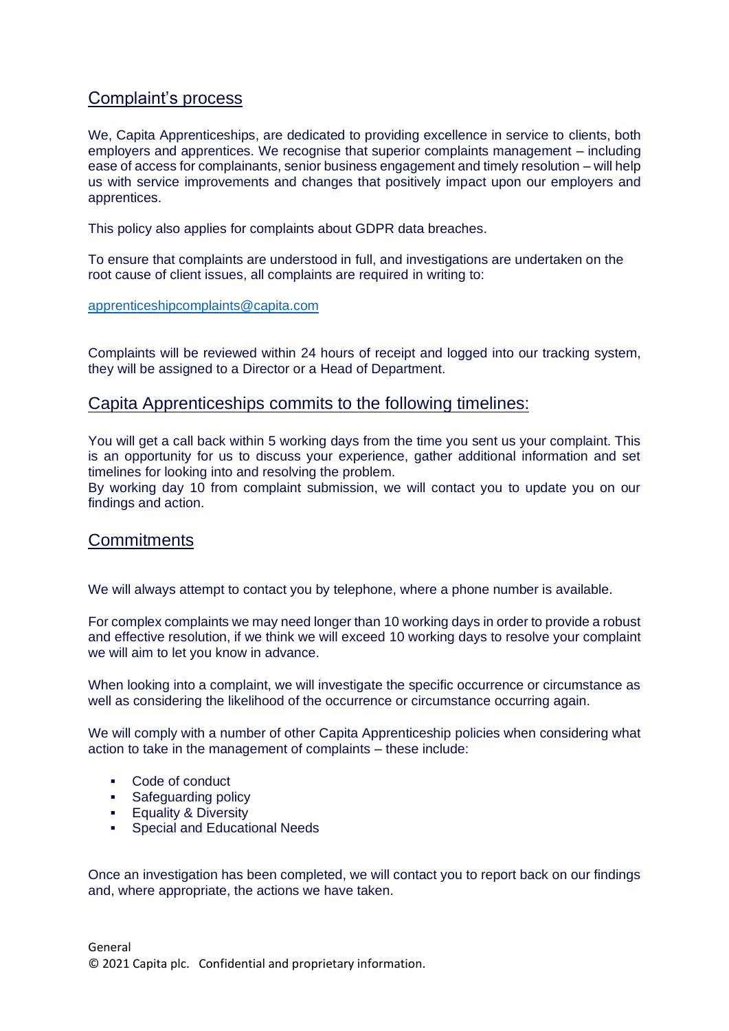## Complaint's process

We, Capita Apprenticeships, are dedicated to providing excellence in service to clients, both employers and apprentices. We recognise that superior complaints management – including ease of access for complainants, senior business engagement and timely resolution – will help us with service improvements and changes that positively impact upon our employers and apprentices.

This policy also applies for complaints about GDPR data breaches.

To ensure that complaints are understood in full, and investigations are undertaken on the root cause of client issues, all complaints are required in writing to:

[apprenticeshipcomplaints@capita.com](mailto:apprenticeshipcomplaints@capita.com)

Complaints will be reviewed within 24 hours of receipt and logged into our tracking system, they will be assigned to a Director or a Head of Department.

## Capita Apprenticeships commits to the following timelines:

You will get a call back within 5 working days from the time you sent us your complaint. This is an opportunity for us to discuss your experience, gather additional information and set timelines for looking into and resolving the problem.
By working day 10 from complaint submission, we will contact you to update you on our findings and action.

## Commitments

We will always attempt to contact you by telephone, where a phone number is available.

For complex complaints we may need longer than 10 working days in order to provide a robust and effective resolution, if we think we will exceed 10 working days to resolve your complaint we will aim to let you know in advance.

When looking into a complaint, we will investigate the specific occurrence or circumstance as well as considering the likelihood of the occurrence or circumstance occurring again.

We will comply with a number of other Capita Apprenticeship policies when considering what action to take in the management of complaints – these include:

- Code of conduct
- Safeguarding policy
- Equality & Diversity
- Special and Educational Needs

Once an investigation has been completed, we will contact you to report back on our findings and, where appropriate, the actions we have taken.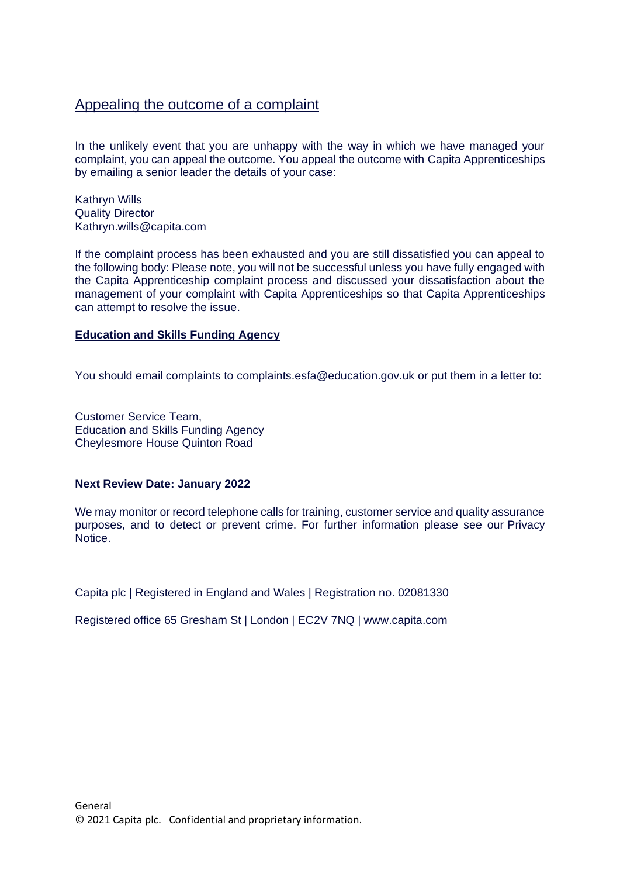## Appealing the outcome of a complaint

In the unlikely event that you are unhappy with the way in which we have managed your complaint, you can appeal the outcome. You appeal the outcome with Capita Apprenticeships by emailing a senior leader the details of your case:

Kathryn Wills
Quality Director
Kathryn.wills@capita.com

If the complaint process has been exhausted and you are still dissatisfied you can appeal to the following body: Please note, you will not be successful unless you have fully engaged with the Capita Apprenticeship complaint process and discussed your dissatisfaction about the management of your complaint with Capita Apprenticeships so that Capita Apprenticeships can attempt to resolve the issue.

**Education and Skills Funding Agency**

You should email complaints to complaints.esfa@education.gov.uk or put them in a letter to:

Customer Service Team,
Education and Skills Funding Agency
Cheylesmore House Quinton Road

**Next Review Date: January 2022**

We may monitor or record telephone calls for training, customer service and quality assurance purposes, and to detect or prevent crime. For further information please see our Privacy Notice.

Capita plc | Registered in England and Wales | Registration no. 02081330

Registered office 65 Gresham St | London | EC2V 7NQ | www.capita.com